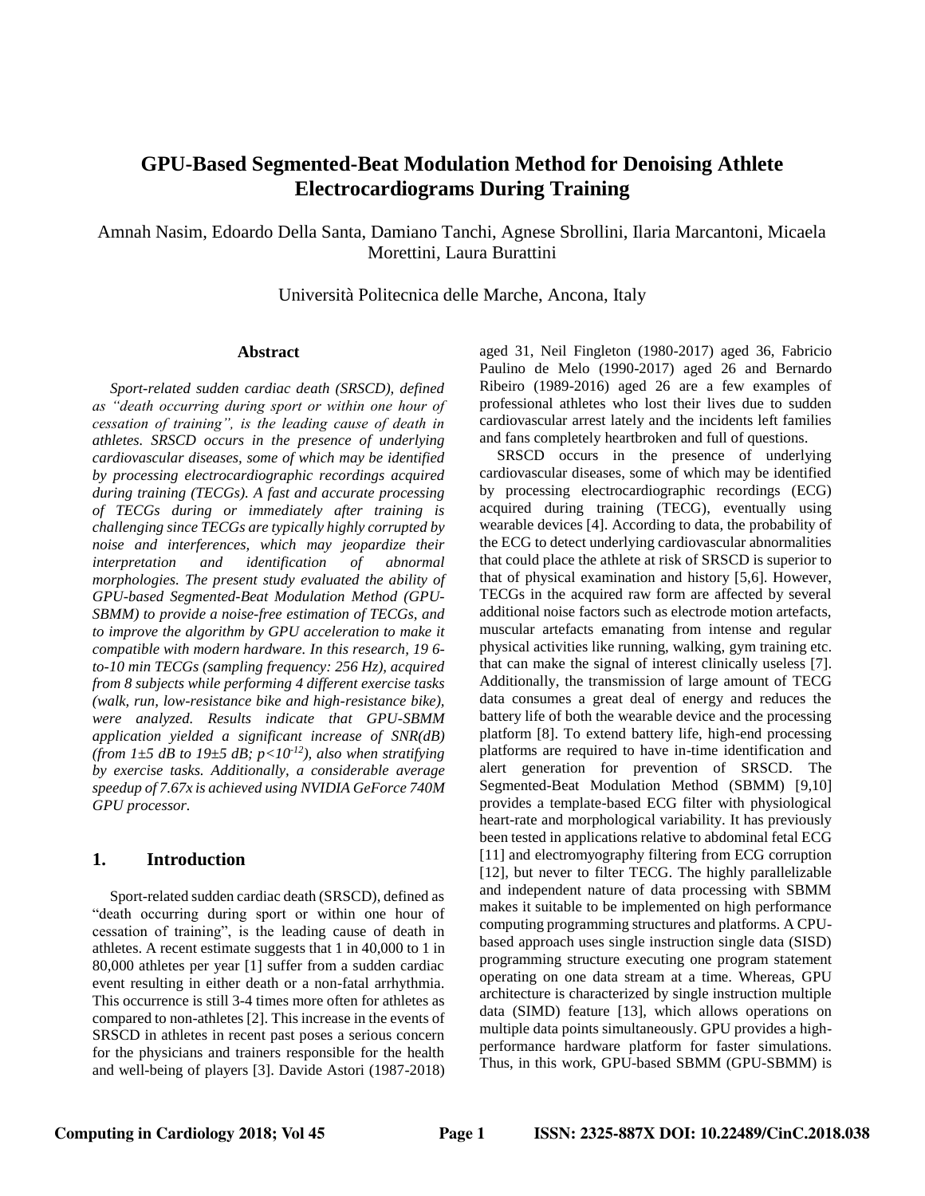# GPU-Based Segmented-Beat Modulation Method for Denoising Athlete Electrocardiograms During Training

Amnah Nasim, Edoardo Della Santa, Damiano Tanchi, Agnese Sbrollini, Ilaria Marcantoni, Micaela Morettini, Laura Burattini

Università Politecnica delle Marche, Ancona, Italy

## Abstract

*Sport-related sudden cardiac death (SRSCD), defined as "death occurring during sport or within one hour of cessation of training", is the leading cause of death in athletes. SRSCD occurs in the presence of underlying cardiovascular diseases, some of which may be identified by processing electrocardiographic recordings acquired during training (TECGs). A fast and accurate processing of TECGs during or immediately after training is challenging since TECGs are typically highly corrupted by noise and interferences, which may jeopardize their interpretation and identification of abnormal morphologies. The present study evaluated the ability of GPU-based Segmented-Beat Modulation Method (GPU-SBMM) to provide a noise-free estimation of TECGs, and to improve the algorithm by GPU acceleration to make it compatible with modern hardware. In this research, 19 6-to-10 min TECGs (sampling frequency: 256 Hz), acquired from 8 subjects while performing 4 different exercise tasks (walk, run, low-resistance bike and high-resistance bike), were analyzed. Results indicate that GPU-SBMM application yielded a significant increase of SNR(dB) (from 1±5 dB to 19±5 dB; $p<10^{-12}$), also when stratifying by exercise tasks. Additionally, a considerable average speedup of 7.67x is achieved using NVIDIA GeForce 740M GPU processor.*

## 1. Introduction

Sport-related sudden cardiac death (SRSCD), defined as "death occurring during sport or within one hour of cessation of training", is the leading cause of death in athletes. A recent estimate suggests that 1 in 40,000 to 1 in 80,000 athletes per year [1] suffer from a sudden cardiac event resulting in either death or a non-fatal arrhythmia. This occurrence is still 3-4 times more often for athletes as compared to non-athletes [2]. This increase in the events of SRSCD in athletes in recent past poses a serious concern for the physicians and trainers responsible for the health and well-being of players [3]. Davide Astori (1987-2018) aged 31, Neil Fingleton (1980-2017) aged 36, Fabricio Paulino de Melo (1990-2017) aged 26 and Bernardo Ribeiro (1989-2016) aged 26 are a few examples of professional athletes who lost their lives due to sudden cardiovascular arrest lately and the incidents left families and fans completely heartbroken and full of questions.

SRSCD occurs in the presence of underlying cardiovascular diseases, some of which may be identified by processing electrocardiographic recordings (ECG) acquired during training (TECG), eventually using wearable devices [4]. According to data, the probability of the ECG to detect underlying cardiovascular abnormalities that could place the athlete at risk of SRSCD is superior to that of physical examination and history [5,6]. However, TECGs in the acquired raw form are affected by several additional noise factors such as electrode motion artefacts, muscular artefacts emanating from intense and regular physical activities like running, walking, gym training etc. that can make the signal of interest clinically useless [7]. Additionally, the transmission of large amount of TECG data consumes a great deal of energy and reduces the battery life of both the wearable device and the processing platform [8]. To extend battery life, high-end processing platforms are required to have in-time identification and alert generation for prevention of SRSCD. The Segmented-Beat Modulation Method (SBMM) [9,10] provides a template-based ECG filter with physiological heart-rate and morphological variability. It has previously been tested in applications relative to abdominal fetal ECG [11] and electromyography filtering from ECG corruption [12], but never to filter TECG. The highly parallelizable and independent nature of data processing with SBMM makes it suitable to be implemented on high performance computing programming structures and platforms. A CPU-based approach uses single instruction single data (SISD) programming structure executing one program statement operating on one data stream at a time. Whereas, GPU architecture is characterized by single instruction multiple data (SIMD) feature [13], which allows operations on multiple data points simultaneously. GPU provides a high-performance hardware platform for faster simulations. Thus, in this work, GPU-based SBMM (GPU-SBMM) is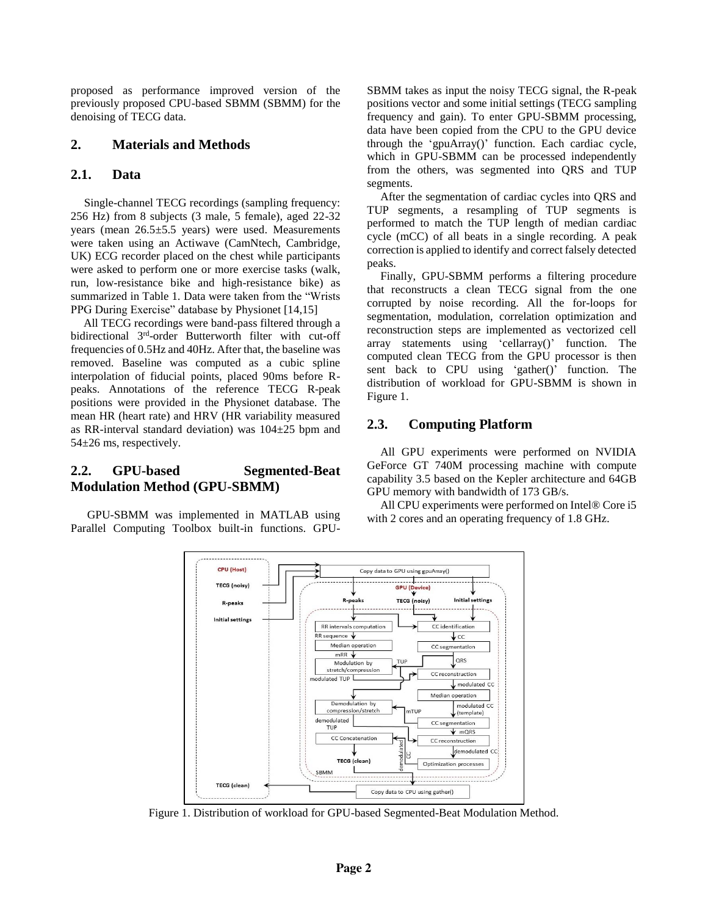proposed as performance improved version of the previously proposed CPU-based SBMM (SBMM) for the denoising of TECG data.

## 2. Materials and Methods

### 2.1. Data

Single-channel TECG recordings (sampling frequency: 256 Hz) from 8 subjects (3 male, 5 female), aged 22-32 years (mean 26.5±5.5 years) were used. Measurements were taken using an Actiwave (CamNtech, Cambridge, UK) ECG recorder placed on the chest while participants were asked to perform one or more exercise tasks (walk, run, low-resistance bike and high-resistance bike) as summarized in Table 1. Data were taken from the "Wrists PPG During Exercise" database by Physionet [14,15]

All TECG recordings were band-pass filtered through a bidirectional 3rd-order Butterworth filter with cut-off frequencies of 0.5Hz and 40Hz. After that, the baseline was removed. Baseline was computed as a cubic spline interpolation of fiducial points, placed 90ms before R-peaks. Annotations of the reference TECG R-peak positions were provided in the Physionet database. The mean HR (heart rate) and HRV (HR variability measured as RR-interval standard deviation) was 104±25 bpm and 54±26 ms, respectively.

### 2.2. GPU-based Segmented-Beat Modulation Method (GPU-SBMM)

GPU-SBMM was implemented in MATLAB using Parallel Computing Toolbox built-in functions. GPU-SBMM takes as input the noisy TECG signal, the R-peak positions vector and some initial settings (TECG sampling frequency and gain). To enter GPU-SBMM processing, data have been copied from the CPU to the GPU device through the 'gpuArray()' function. Each cardiac cycle, which in GPU-SBMM can be processed independently from the others, was segmented into QRS and TUP segments.

After the segmentation of cardiac cycles into QRS and TUP segments, a resampling of TUP segments is performed to match the TUP length of median cardiac cycle (mCC) of all beats in a single recording. A peak correction is applied to identify and correct falsely detected peaks.

Finally, GPU-SBMM performs a filtering procedure that reconstructs a clean TECG signal from the one corrupted by noise recording. All the for-loops for segmentation, modulation, correlation optimization and reconstruction steps are implemented as vectorized cell array statements using 'cellarray()' function. The computed clean TECG from the GPU processor is then sent back to CPU using 'gather()' function. The distribution of workload for GPU-SBMM is shown in Figure 1.

### 2.3. Computing Platform

All GPU experiments were performed on NVIDIA GeForce GT 740M processing machine with compute capability 3.5 based on the Kepler architecture and 64GB GPU memory with bandwidth of 173 GB/s.

All CPU experiments were performed on Intel® Core i5 with 2 cores and an operating frequency of 1.8 GHz.

Figure 1. Distribution of workload for GPU-based Segmented-Beat Modulation Method.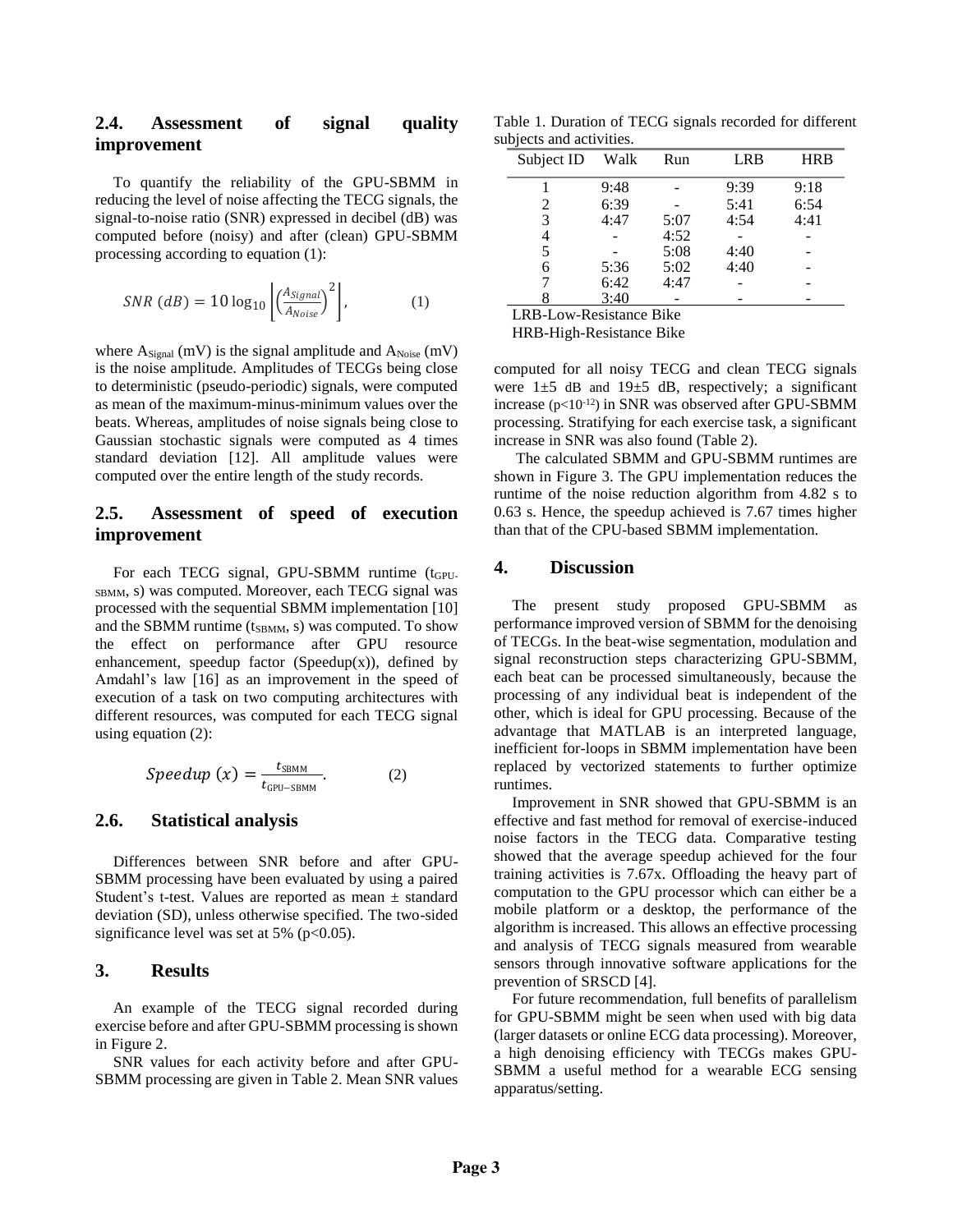### 2.4. Assessment of signal quality improvement

To quantify the reliability of the GPU-SBMM in reducing the level of noise affecting the TECG signals, the signal-to-noise ratio (SNR) expressed in decibel (dB) was computed before (noisy) and after (clean) GPU-SBMM processing according to equation (1):

$$SNR\ (dB) = 10 \log_{10} \left[ \left( \frac{A_{Signal}}{A_{Noise}} \right)^2 \right], \qquad (1)$$

where $A_{Signal}$ (mV) is the signal amplitude and $A_{Noise}$ (mV) is the noise amplitude. Amplitudes of TECGs being close to deterministic (pseudo-periodic) signals, were computed as mean of the maximum-minus-minimum values over the beats. Whereas, amplitudes of noise signals being close to Gaussian stochastic signals were computed as 4 times standard deviation [12]. All amplitude values were computed over the entire length of the study records.

### 2.5. Assessment of speed of execution improvement

For each TECG signal, GPU-SBMM runtime ($t_{GPU\text{-}SBMM}$, s) was computed. Moreover, each TECG signal was processed with the sequential SBMM implementation [10] and the SBMM runtime ($t_{SBMM}$, s) was computed. To show the effect on performance after GPU resource enhancement, speedup factor (Speedup(x)), defined by Amdahl's law [16] as an improvement in the speed of execution of a task on two computing architectures with different resources, was computed for each TECG signal using equation (2):

$$Speedup\ (x) = \frac{t_{SBMM}}{t_{GPU-SBMM}}. \qquad (2)$$

### 2.6. Statistical analysis

Differences between SNR before and after GPU-SBMM processing have been evaluated by using a paired Student's t-test. Values are reported as mean ± standard deviation (SD), unless otherwise specified. The two-sided significance level was set at 5% ($p<0.05$).

## 3. Results

An example of the TECG signal recorded during exercise before and after GPU-SBMM processing is shown in Figure 2.

SNR values for each activity before and after GPU-SBMM processing are given in Table 2. Mean SNR values computed for all noisy TECG and clean TECG signals were 1±5 dB and 19±5 dB, respectively; a significant increase ($p<10^{-12}$) in SNR was observed after GPU-SBMM processing. Stratifying for each exercise task, a significant increase in SNR was also found (Table 2).

The calculated SBMM and GPU-SBMM runtimes are shown in Figure 3. The GPU implementation reduces the runtime of the noise reduction algorithm from 4.82 s to 0.63 s. Hence, the speedup achieved is 7.67 times higher than that of the CPU-based SBMM implementation.

Table 1. Duration of TECG signals recorded for different subjects and activities.

| Subject ID | Walk | Run | LRB | HRB |
|---|---|---|---|---|
| 1 | 9:48 | - | 9:39 | 9:18 |
| 2 | 6:39 | - | 5:41 | 6:54 |
| 3 | 4:47 | 5:07 | 4:54 | 4:41 |
| 4 | - | 4:52 | - | - |
| 5 | - | 5:08 | 4:40 | - |
| 6 | 5:36 | 5:02 | 4:40 | - |
| 7 | 6:42 | 4:47 | - | - |
| 8 | 3:40 | - | - | - |

LRB-Low-Resistance Bike
HRB-High-Resistance Bike

## 4. Discussion

The present study proposed GPU-SBMM as performance improved version of SBMM for the denoising of TECGs. In the beat-wise segmentation, modulation and signal reconstruction steps characterizing GPU-SBMM, each beat can be processed simultaneously, because the processing of any individual beat is independent of the other, which is ideal for GPU processing. Because of the advantage that MATLAB is an interpreted language, inefficient for-loops in SBMM implementation have been replaced by vectorized statements to further optimize runtimes.

Improvement in SNR showed that GPU-SBMM is an effective and fast method for removal of exercise-induced noise factors in the TECG data. Comparative testing showed that the average speedup achieved for the four training activities is 7.67x. Offloading the heavy part of computation to the GPU processor which can either be a mobile platform or a desktop, the performance of the algorithm is increased. This allows an effective processing and analysis of TECG signals measured from wearable sensors through innovative software applications for the prevention of SRSCD [4].

For future recommendation, full benefits of parallelism for GPU-SBMM might be seen when used with big data (larger datasets or online ECG data processing). Moreover, a high denoising efficiency with TECGs makes GPU-SBMM a useful method for a wearable ECG sensing apparatus/setting.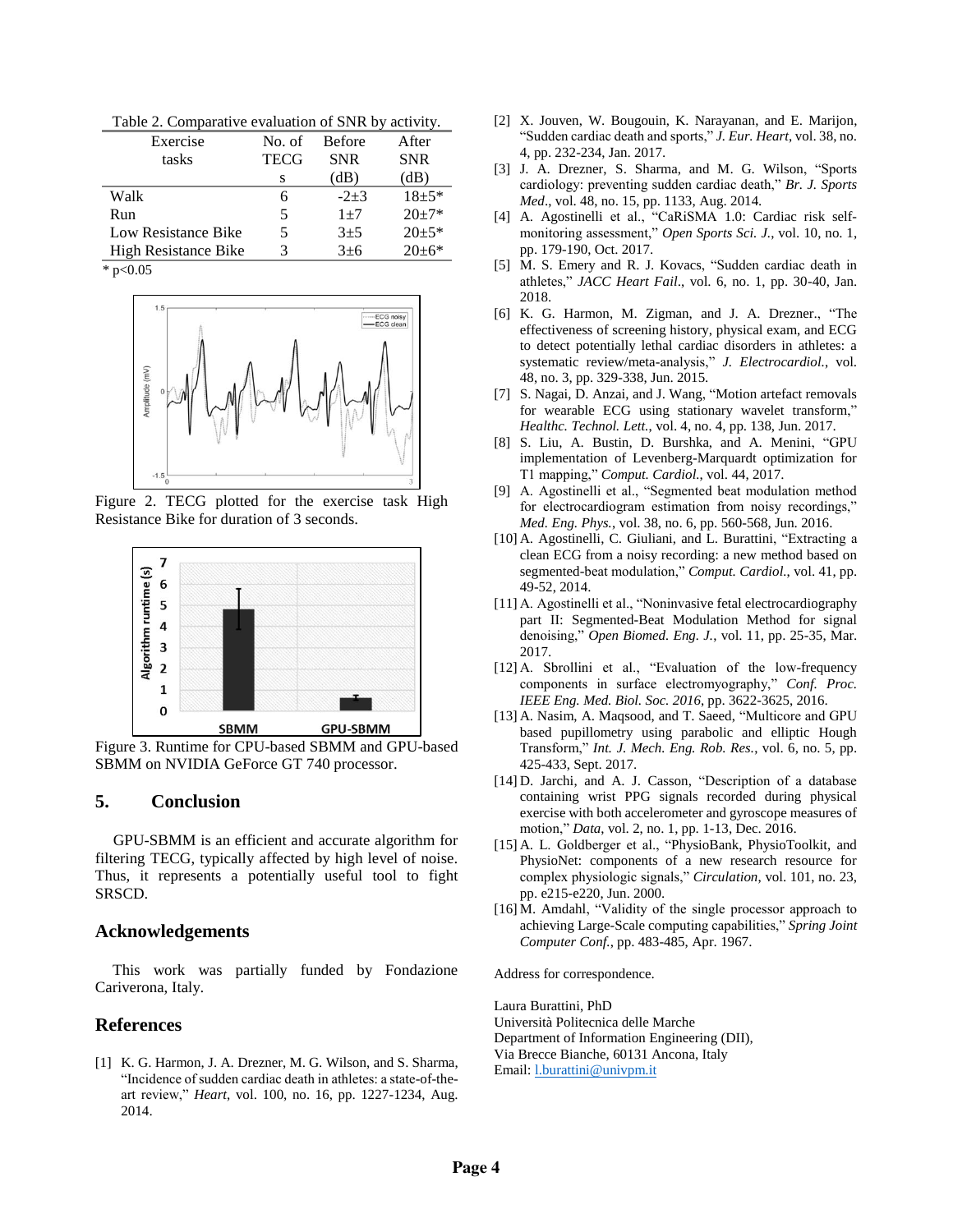Table 2. Comparative evaluation of SNR by activity.

| Exercise tasks | No. of TECGs | Before SNR (dB) | After SNR (dB) |
|---|---|---|---|
| Walk | 6 | -2±3 | 18±5* |
| Run | 5 | 1±7 | 20±7* |
| Low Resistance Bike | 5 | 3±5 | 20±5* |
| High Resistance Bike | 3 | 3±6 | 20±6* |

* p<0.05

1.5
ECG noisy
ECG clean
Amplitude (mV)
0
-1.5
0
3

Figure 2. TECG plotted for the exercise task High Resistance Bike for duration of 3 seconds.

7
6
5
4
3
2
1
0
Algorithm runtime (s)
SBMM
GPU-SBMM

Figure 3. Runtime for CPU-based SBMM and GPU-based SBMM on NVIDIA GeForce GT 740 processor.

## 5. Conclusion

GPU-SBMM is an efficient and accurate algorithm for filtering TECG, typically affected by high level of noise. Thus, it represents a potentially useful tool to fight SRSCD.

## Acknowledgements

This work was partially funded by Fondazione Cariverona, Italy.

## References

[1] K. G. Harmon, J. A. Drezner, M. G. Wilson, and S. Sharma, "Incidence of sudden cardiac death in athletes: a state-of-the-art review," *Heart*, vol. 100, no. 16, pp. 1227-1234, Aug. 2014.

[2] X. Jouven, W. Bougouin, K. Narayanan, and E. Marijon, "Sudden cardiac death and sports," *J. Eur. Heart*, vol. 38, no. 4, pp. 232-234, Jan. 2017.

[3] J. A. Drezner, S. Sharma, and M. G. Wilson, "Sports cardiology: preventing sudden cardiac death," *Br. J. Sports Med*., vol. 48, no. 15, pp. 1133, Aug. 2014.

[4] A. Agostinelli et al., "CaRiSMA 1.0: Cardiac risk self-monitoring assessment," *Open Sports Sci. J.*, vol. 10, no. 1, pp. 179-190, Oct. 2017.

[5] M. S. Emery and R. J. Kovacs, "Sudden cardiac death in athletes," *JACC Heart Fail*., vol. 6, no. 1, pp. 30-40, Jan. 2018.

[6] K. G. Harmon, M. Zigman, and J. A. Drezner., "The effectiveness of screening history, physical exam, and ECG to detect potentially lethal cardiac disorders in athletes: a systematic review/meta-analysis," *J. Electrocardiol.*, vol. 48, no. 3, pp. 329-338, Jun. 2015.

[7] S. Nagai, D. Anzai, and J. Wang, "Motion artefact removals for wearable ECG using stationary wavelet transform," *Healthc. Technol. Lett.*, vol. 4, no. 4, pp. 138, Jun. 2017.

[8] S. Liu, A. Bustin, D. Burshka, and A. Menini, "GPU implementation of Levenberg-Marquardt optimization for T1 mapping," *Comput. Cardiol.*, vol. 44, 2017.

[9] A. Agostinelli et al., "Segmented beat modulation method for electrocardiogram estimation from noisy recordings," *Med. Eng. Phys.*, vol. 38, no. 6, pp. 560-568, Jun. 2016.

[10] A. Agostinelli, C. Giuliani, and L. Burattini, "Extracting a clean ECG from a noisy recording: a new method based on segmented-beat modulation," *Comput. Cardiol.*, vol. 41, pp. 49-52, 2014.

[11] A. Agostinelli et al., "Noninvasive fetal electrocardiography part II: Segmented-Beat Modulation Method for signal denoising," *Open Biomed. Eng. J.*, vol. 11, pp. 25-35, Mar. 2017.

[12] A. Sbrollini et al., "Evaluation of the low-frequency components in surface electromyography," *Conf. Proc. IEEE Eng. Med. Biol. Soc. 2016*, pp. 3622-3625, 2016.

[13] A. Nasim, A. Maqsood, and T. Saeed, "Multicore and GPU based pupillometry using parabolic and elliptic Hough Transform," *Int. J. Mech. Eng. Rob. Res.*, vol. 6, no. 5, pp. 425-433, Sept. 2017.

[14] D. Jarchi, and A. J. Casson, "Description of a database containing wrist PPG signals recorded during physical exercise with both accelerometer and gyroscope measures of motion," *Data*, vol. 2, no. 1, pp. 1-13, Dec. 2016.

[15] A. L. Goldberger et al., "PhysioBank, PhysioToolkit, and PhysioNet: components of a new research resource for complex physiologic signals," *Circulation*, vol. 101, no. 23, pp. e215-e220, Jun. 2000.

[16] M. Amdahl, "Validity of the single processor approach to achieving Large-Scale computing capabilities," *Spring Joint Computer Conf.*, pp. 483-485, Apr. 1967.

Address for correspondence.

Laura Burattini, PhD
Università Politecnica delle Marche
Department of Information Engineering (DII),
Via Brecce Bianche, 60131 Ancona, Italy
Email: l.burattini@univpm.it